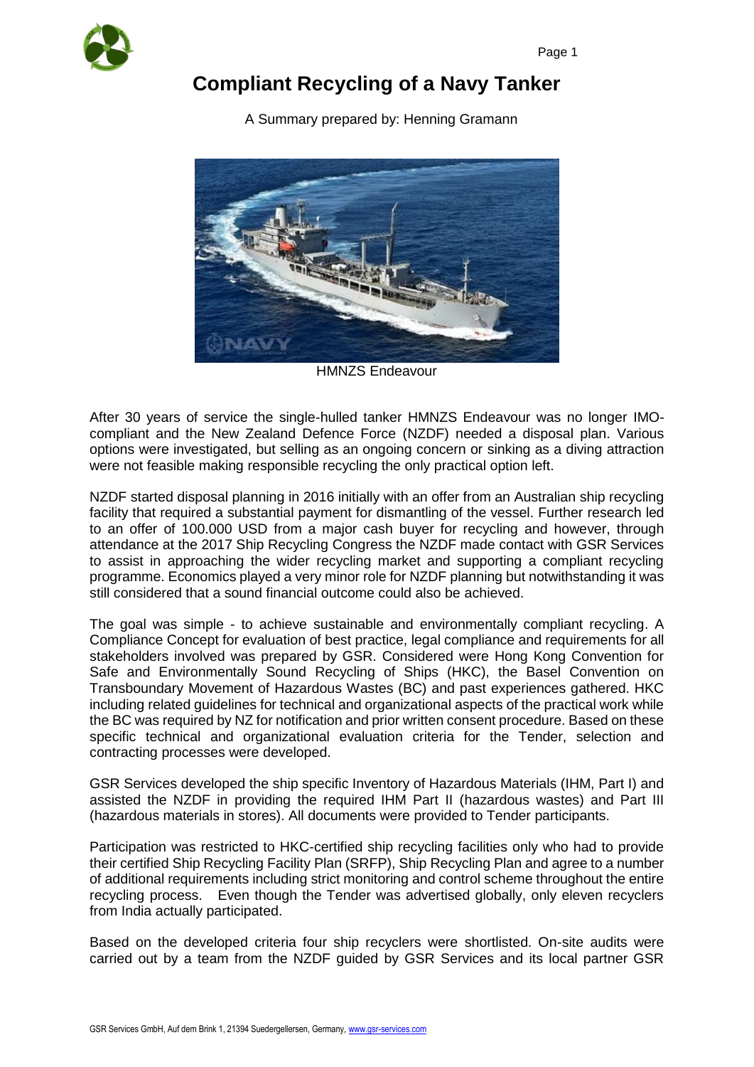# Compliant Recycling of a Navy Tanker

A Summary prepared by: Henning Gramann

HMNZS Endeavour

After 30 years of service the single-hulled tanker HMNZS Endeavour was no longer IMO-compliant and the New Zealand Defence Force (NZDF) needed a disposal plan. Various options were investigated, but selling as an ongoing concern or sinking as a diving attraction were not feasible making responsible recycling the only practical option left.

NZDF started disposal planning in 2016 initially with an offer from an Australian ship recycling facility that required a substantial payment for dismantling of the vessel. Further research led to an offer of 100.000 USD from a major cash buyer for recycling and however, through attendance at the 2017 Ship Recycling Congress the NZDF made contact with GSR Services to assist in approaching the wider recycling market and supporting a compliant recycling programme. Economics played a very minor role for NZDF planning but notwithstanding it was still considered that a sound financial outcome could also be achieved.

The goal was simple - to achieve sustainable and environmentally compliant recycling. A Compliance Concept for evaluation of best practice, legal compliance and requirements for all stakeholders involved was prepared by GSR. Considered were Hong Kong Convention for Safe and Environmentally Sound Recycling of Ships (HKC), the Basel Convention on Transboundary Movement of Hazardous Wastes (BC) and past experiences gathered. HKC including related guidelines for technical and organizational aspects of the practical work while the BC was required by NZ for notification and prior written consent procedure. Based on these specific technical and organizational evaluation criteria for the Tender, selection and contracting processes were developed.

GSR Services developed the ship specific Inventory of Hazardous Materials (IHM, Part I) and assisted the NZDF in providing the required IHM Part II (hazardous wastes) and Part III (hazardous materials in stores). All documents were provided to Tender participants.

Participation was restricted to HKC-certified ship recycling facilities only who had to provide their certified Ship Recycling Facility Plan (SRFP), Ship Recycling Plan and agree to a number of additional requirements including strict monitoring and control scheme throughout the entire recycling process. Even though the Tender was advertised globally, only eleven recyclers from India actually participated.

Based on the developed criteria four ship recyclers were shortlisted. On-site audits were carried out by a team from the NZDF guided by GSR Services and its local partner GSR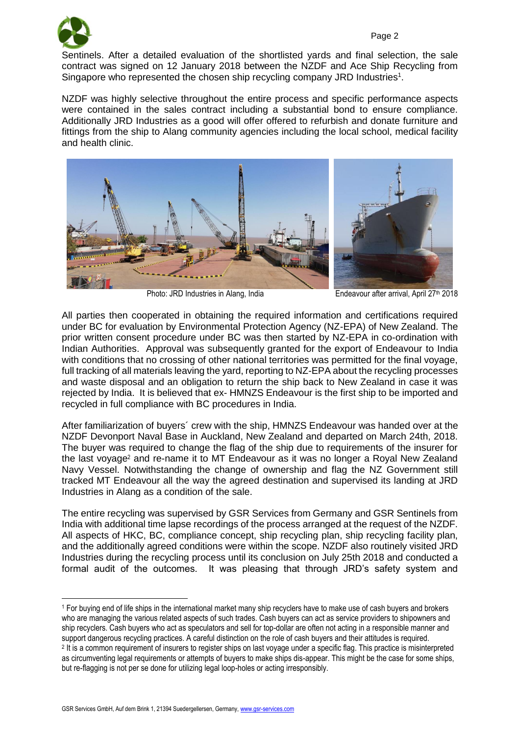Sentinels. After a detailed evaluation of the shortlisted yards and final selection, the sale contract was signed on 12 January 2018 between the NZDF and Ace Ship Recycling from Singapore who represented the chosen ship recycling company JRD Industries[1].

NZDF was highly selective throughout the entire process and specific performance aspects were contained in the sales contract including a substantial bond to ensure compliance. Additionally JRD Industries as a good will offer offered to refurbish and donate furniture and fittings from the ship to Alang community agencies including the local school, medical facility and health clinic.

Photo: JRD Industries in Alang, India

Endeavour after arrival, April 27th 2018

All parties then cooperated in obtaining the required information and certifications required under BC for evaluation by Environmental Protection Agency (NZ-EPA) of New Zealand. The prior written consent procedure under BC was then started by NZ-EPA in co-ordination with Indian Authorities. Approval was subsequently granted for the export of Endeavour to India with conditions that no crossing of other national territories was permitted for the final voyage, full tracking of all materials leaving the yard, reporting to NZ-EPA about the recycling processes and waste disposal and an obligation to return the ship back to New Zealand in case it was rejected by India. It is believed that ex- HMNZS Endeavour is the first ship to be imported and recycled in full compliance with BC procedures in India.

After familiarization of buyers´ crew with the ship, HMNZS Endeavour was handed over at the NZDF Devonport Naval Base in Auckland, New Zealand and departed on March 24th, 2018. The buyer was required to change the flag of the ship due to requirements of the insurer for the last voyage[2] and re-name it to MT Endeavour as it was no longer a Royal New Zealand Navy Vessel. Notwithstanding the change of ownership and flag the NZ Government still tracked MT Endeavour all the way the agreed destination and supervised its landing at JRD Industries in Alang as a condition of the sale.

The entire recycling was supervised by GSR Services from Germany and GSR Sentinels from India with additional time lapse recordings of the process arranged at the request of the NZDF. All aspects of HKC, BC, compliance concept, ship recycling plan, ship recycling facility plan, and the additionally agreed conditions were within the scope. NZDF also routinely visited JRD Industries during the recycling process until its conclusion on July 25th 2018 and conducted a formal audit of the outcomes. It was pleasing that through JRD's safety system and

---

[1] For buying end of life ships in the international market many ship recyclers have to make use of cash buyers and brokers who are managing the various related aspects of such trades. Cash buyers can act as service providers to shipowners and ship recyclers. Cash buyers who act as speculators and sell for top-dollar are often not acting in a responsible manner and support dangerous recycling practices. A careful distinction on the role of cash buyers and their attitudes is required.

[2] It is a common requirement of insurers to register ships on last voyage under a specific flag. This practice is misinterpreted as circumventing legal requirements or attempts of buyers to make ships dis-appear. This might be the case for some ships, but re-flagging is not per se done for utilizing legal loop-holes or acting irresponsibly.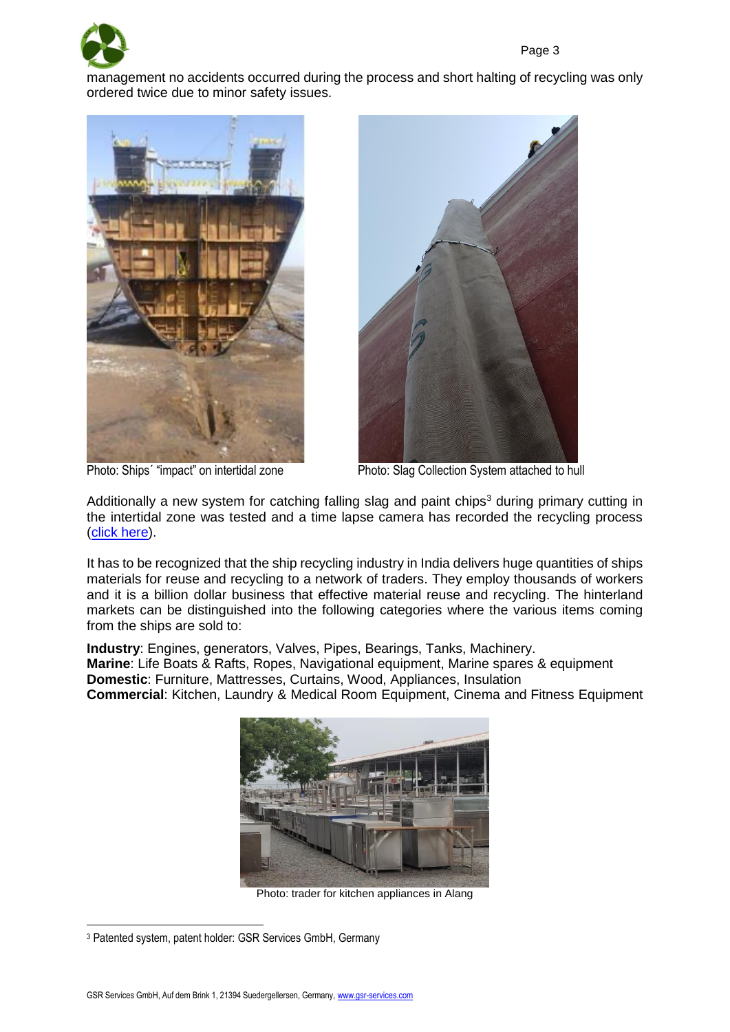management no accidents occurred during the process and short halting of recycling was only ordered twice due to minor safety issues.

Photo: Ships´ "impact" on intertidal zone

Photo: Slag Collection System attached to hull

Additionally a new system for catching falling slag and paint chips[3] during primary cutting in the intertidal zone was tested and a time lapse camera has recorded the recycling process (click here).

It has to be recognized that the ship recycling industry in India delivers huge quantities of ships materials for reuse and recycling to a network of traders. They employ thousands of workers and it is a billion dollar business that effective material reuse and recycling. The hinterland markets can be distinguished into the following categories where the various items coming from the ships are sold to:

**Industry**: Engines, generators, Valves, Pipes, Bearings, Tanks, Machinery.
**Marine**: Life Boats & Rafts, Ropes, Navigational equipment, Marine spares & equipment
**Domestic**: Furniture, Mattresses, Curtains, Wood, Appliances, Insulation
**Commercial**: Kitchen, Laundry & Medical Room Equipment, Cinema and Fitness Equipment

Photo: trader for kitchen appliances in Alang

[3] Patented system, patent holder: GSR Services GmbH, Germany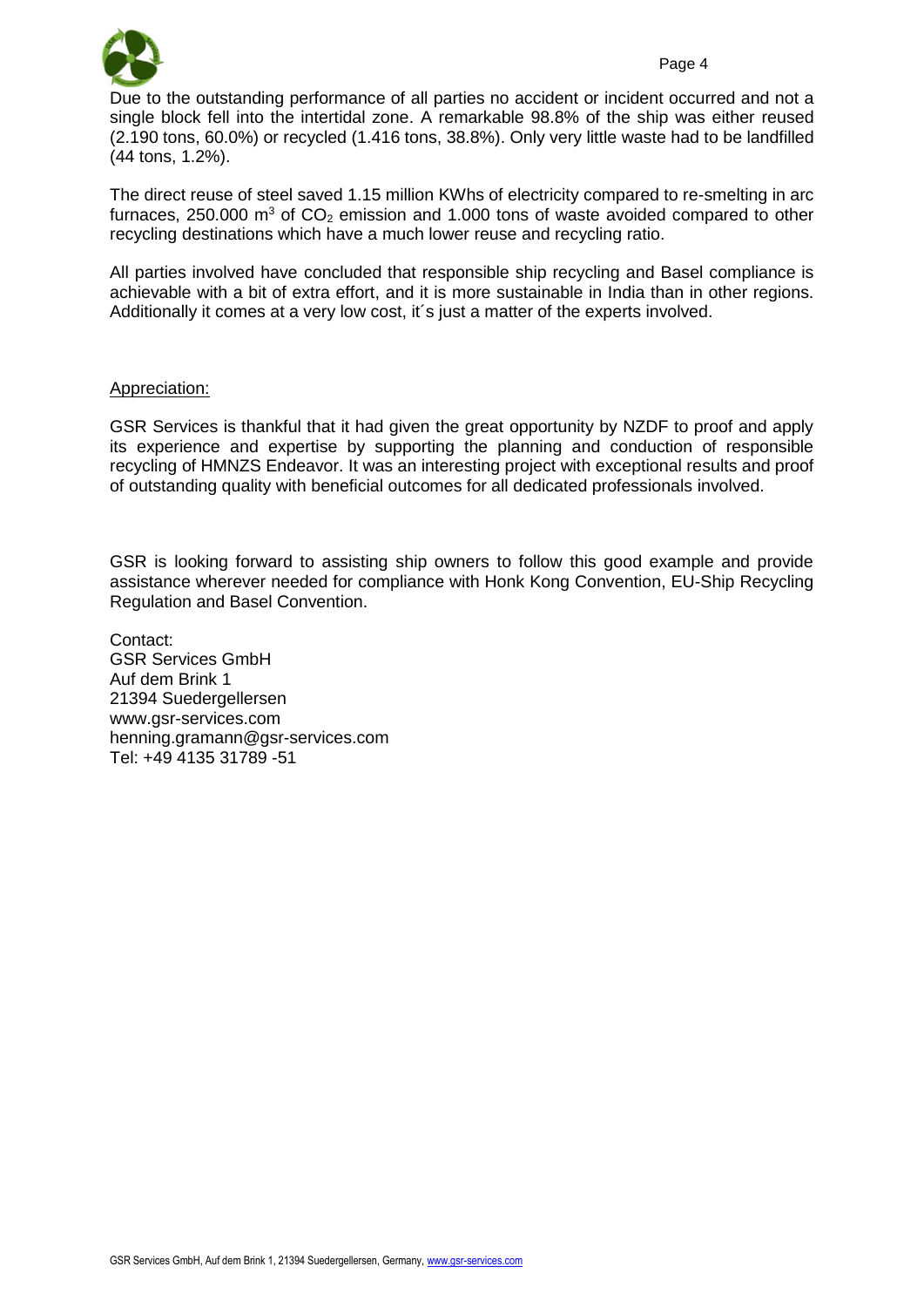Due to the outstanding performance of all parties no accident or incident occurred and not a single block fell into the intertidal zone. A remarkable 98.8% of the ship was either reused (2.190 tons, 60.0%) or recycled (1.416 tons, 38.8%). Only very little waste had to be landfilled (44 tons, 1.2%).

The direct reuse of steel saved 1.15 million KWhs of electricity compared to re-smelting in arc furnaces, 250.000 $m^3$ of $CO_2$ emission and 1.000 tons of waste avoided compared to other recycling destinations which have a much lower reuse and recycling ratio.

All parties involved have concluded that responsible ship recycling and Basel compliance is achievable with a bit of extra effort, and it is more sustainable in India than in other regions. Additionally it comes at a very low cost, it´s just a matter of the experts involved.

Appreciation:

GSR Services is thankful that it had given the great opportunity by NZDF to proof and apply its experience and expertise by supporting the planning and conduction of responsible recycling of HMNZS Endeavor. It was an interesting project with exceptional results and proof of outstanding quality with beneficial outcomes for all dedicated professionals involved.

GSR is looking forward to assisting ship owners to follow this good example and provide assistance wherever needed for compliance with Honk Kong Convention, EU-Ship Recycling Regulation and Basel Convention.

Contact:
GSR Services GmbH
Auf dem Brink 1
21394 Suedergellersen
www.gsr-services.com
henning.gramann@gsr-services.com
Tel: +49 4135 31789 -51